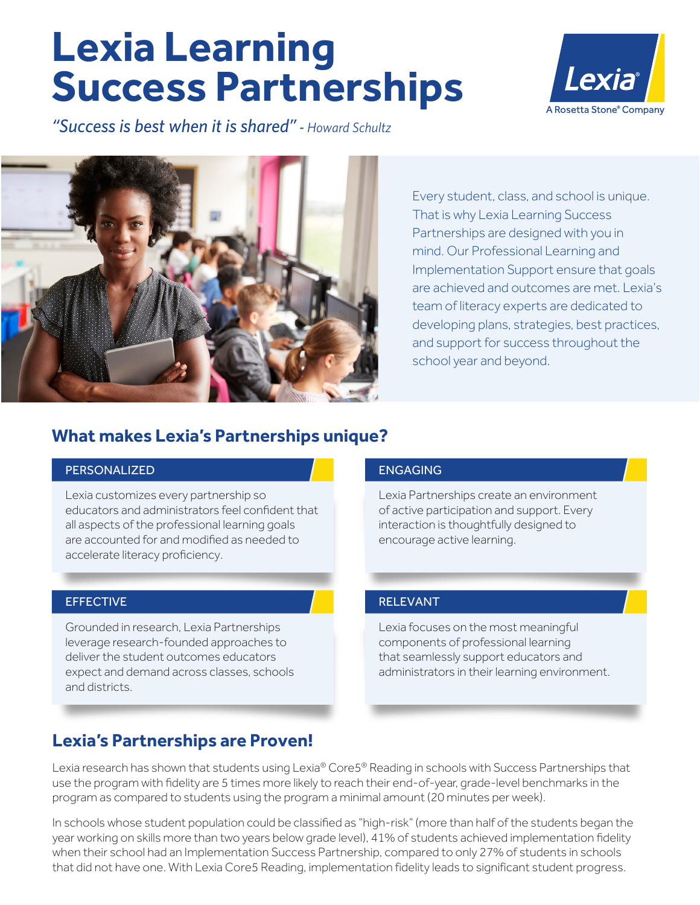# Lexia Learning Success Partnerships

*"Success is best when it is shared" - Howard Schultz*

Lexia®
A Rosetta Stone® Company

Every student, class, and school is unique. That is why Lexia Learning Success Partnerships are designed with you in mind. Our Professional Learning and Implementation Support ensure that goals are achieved and outcomes are met. Lexia's team of literacy experts are dedicated to developing plans, strategies, best practices, and support for success throughout the school year and beyond.

## What makes Lexia's Partnerships unique?

### PERSONALIZED

Lexia customizes every partnership so educators and administrators feel confident that all aspects of the professional learning goals are accounted for and modified as needed to accelerate literacy proficiency.

### ENGAGING

Lexia Partnerships create an environment of active participation and support. Every interaction is thoughtfully designed to encourage active learning.

### EFFECTIVE

Grounded in research, Lexia Partnerships leverage research-founded approaches to deliver the student outcomes educators expect and demand across classes, schools and districts.

### RELEVANT

Lexia focuses on the most meaningful components of professional learning that seamlessly support educators and administrators in their learning environment.

## Lexia's Partnerships are Proven!

Lexia research has shown that students using Lexia® Core5® Reading in schools with Success Partnerships that use the program with fidelity are 5 times more likely to reach their end-of-year, grade-level benchmarks in the program as compared to students using the program a minimal amount (20 minutes per week).

In schools whose student population could be classified as "high-risk" (more than half of the students began the year working on skills more than two years below grade level), 41% of students achieved implementation fidelity when their school had an Implementation Success Partnership, compared to only 27% of students in schools that did not have one. With Lexia Core5 Reading, implementation fidelity leads to significant student progress.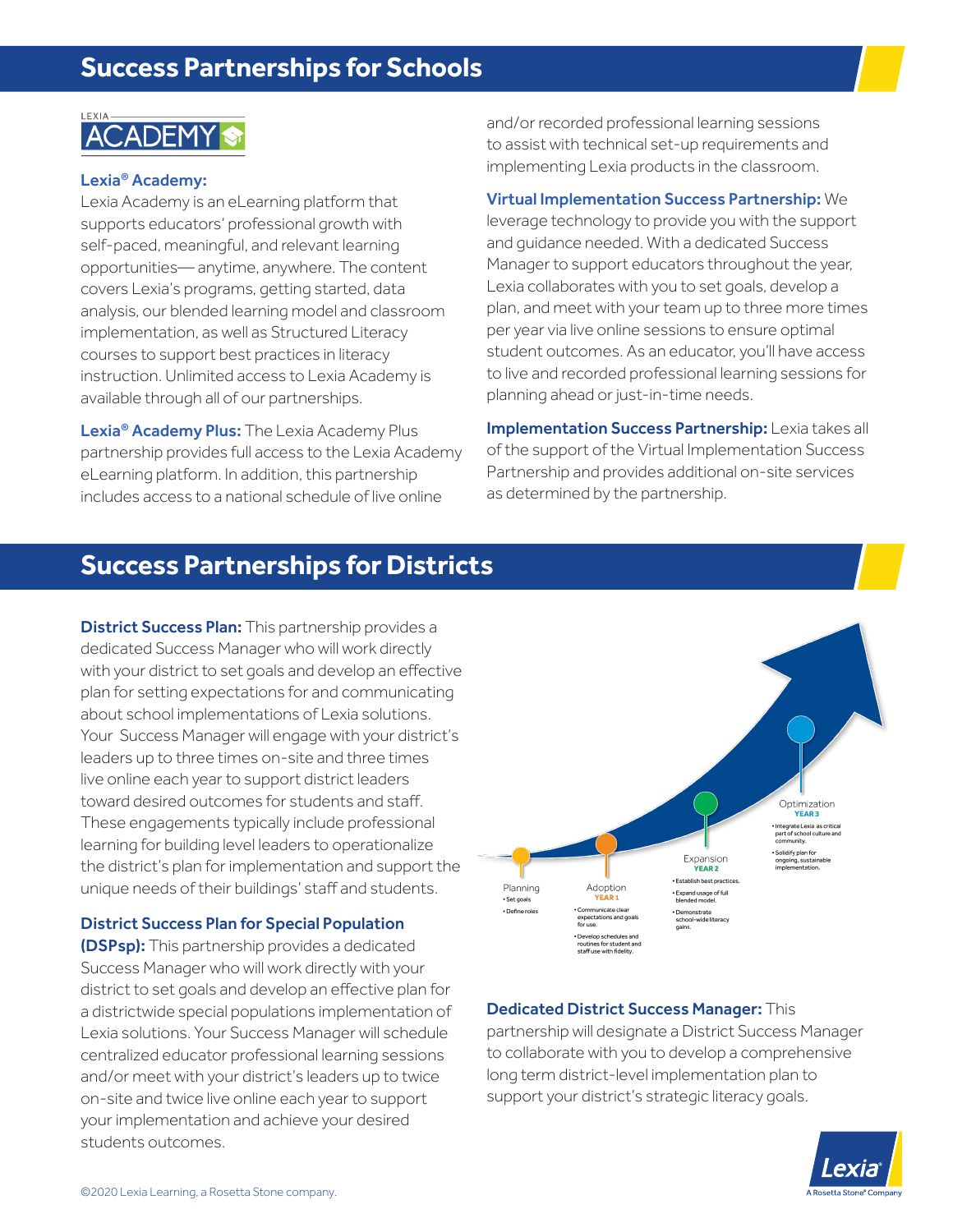## Success Partnerships for Schools

LEXIA ACADEMY

**Lexia® Academy:**
Lexia Academy is an eLearning platform that supports educators' professional growth with self-paced, meaningful, and relevant learning opportunities— anytime, anywhere. The content covers Lexia's programs, getting started, data analysis, our blended learning model and classroom implementation, as well as Structured Literacy courses to support best practices in literacy instruction. Unlimited access to Lexia Academy is available through all of our partnerships.

**Lexia® Academy Plus:** The Lexia Academy Plus partnership provides full access to the Lexia Academy eLearning platform. In addition, this partnership includes access to a national schedule of live online and/or recorded professional learning sessions to assist with technical set-up requirements and implementing Lexia products in the classroom.

**Virtual Implementation Success Partnership:** We leverage technology to provide you with the support and guidance needed. With a dedicated Success Manager to support educators throughout the year, Lexia collaborates with you to set goals, develop a plan, and meet with your team up to three more times per year via live online sessions to ensure optimal student outcomes. As an educator, you'll have access to live and recorded professional learning sessions for planning ahead or just-in-time needs.

**Implementation Success Partnership:** Lexia takes all of the support of the Virtual Implementation Success Partnership and provides additional on-site services as determined by the partnership.

## Success Partnerships for Districts

**District Success Plan:** This partnership provides a dedicated Success Manager who will work directly with your district to set goals and develop an effective plan for setting expectations for and communicating about school implementations of Lexia solutions. Your Success Manager will engage with your district's leaders up to three times on-site and three times live online each year to support district leaders toward desired outcomes for students and staff. These engagements typically include professional learning for building level leaders to operationalize the district's plan for implementation and support the unique needs of their buildings' staff and students.

**District Success Plan for Special Population (DSPsp):** This partnership provides a dedicated Success Manager who will work directly with your district to set goals and develop an effective plan for a districtwide special populations implementation of Lexia solutions. Your Success Manager will schedule centralized educator professional learning sessions and/or meet with your district's leaders up to twice on-site and twice live online each year to support your implementation and achieve your desired students outcomes.

Planning
- Set goals
- Define roles

Adoption
YEAR 1
- Communicate clear expectations and goals for use.
- Develop schedules and routines for student and staff use with fidelity.

Expansion
YEAR 2
- Establish best practices.
- Expand usage of full blended model.
- Demonstrate school-wide literacy gains.

Optimization
YEAR 3
- Integrate Lexia as critical part of school culture and community.
- Solidify plan for ongoing, sustainable implementation.

**Dedicated District Success Manager:** This partnership will designate a District Success Manager to collaborate with you to develop a comprehensive long term district-level implementation plan to support your district's strategic literacy goals.

©2020 Lexia Learning, a Rosetta Stone company.